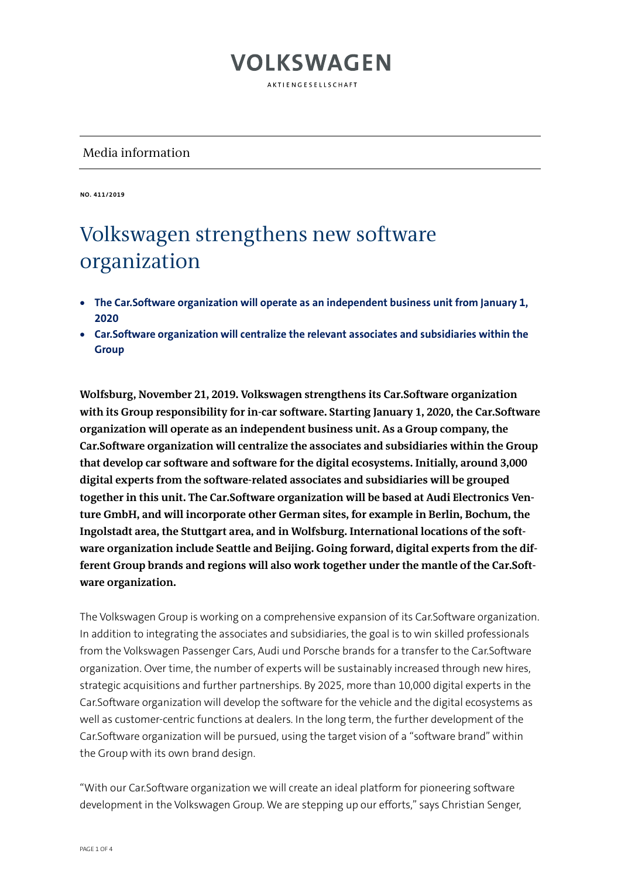# VOLKSWAGEN

AKTIENGESELLSCHAFT

Media information

**NO. 411/2019**

# Volkswagen strengthens new software organization

- **The Car.Software organization will operate as an independent business unit from January 1, 2020**
- **Car.Software organization will centralize the relevant associates and subsidiaries within the Group**

**Wolfsburg, November 21, 2019. Volkswagen strengthens its Car.Software organization with its Group responsibility for in-car software. Starting January 1, 2020, the Car.Software organization will operate as an independent business unit. As a Group company, the Car.Software organization will centralize the associates and subsidiaries within the Group that develop car software and software for the digital ecosystems. Initially, around 3,000 digital experts from the software-related associates and subsidiaries will be grouped together in this unit. The Car.Software organization will be based at Audi Electronics Venture GmbH, and will incorporate other German sites, for example in Berlin, Bochum, the Ingolstadt area, the Stuttgart area, and in Wolfsburg. International locations of the software organization include Seattle and Beijing. Going forward, digital experts from the different Group brands and regions will also work together under the mantle of the Car.Software organization.**

The Volkswagen Group is working on a comprehensive expansion of its Car.Software organization. In addition to integrating the associates and subsidiaries, the goal is to win skilled professionals from the Volkswagen Passenger Cars, Audi und Porsche brands for a transfer to the Car.Software organization. Over time, the number of experts will be sustainably increased through new hires, strategic acquisitions and further partnerships. By 2025, more than 10,000 digital experts in the Car.Software organization will develop the software for the vehicle and the digital ecosystems as well as customer-centric functions at dealers. In the long term, the further development of the Car.Software organization will be pursued, using the target vision of a "software brand" within the Group with its own brand design.

"With our Car.Software organization we will create an ideal platform for pioneering software development in the Volkswagen Group. We are stepping up our efforts," says Christian Senger,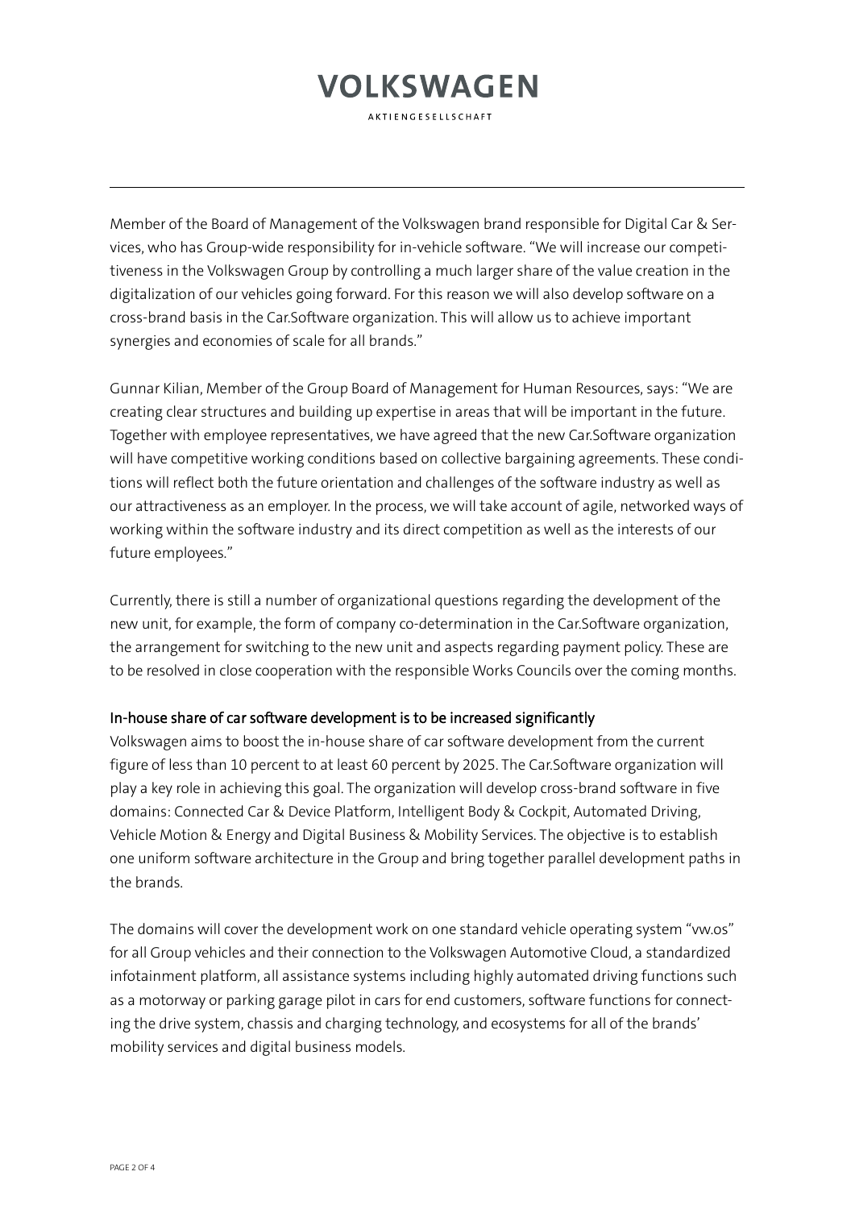Member of the Board of Management of the Volkswagen brand responsible for Digital Car & Services, who has Group-wide responsibility for in-vehicle software. "We will increase our competitiveness in the Volkswagen Group by controlling a much larger share of the value creation in the digitalization of our vehicles going forward. For this reason we will also develop software on a cross-brand basis in the Car.Software organization. This will allow us to achieve important synergies and economies of scale for all brands."

Gunnar Kilian, Member of the Group Board of Management for Human Resources, says: "We are creating clear structures and building up expertise in areas that will be important in the future. Together with employee representatives, we have agreed that the new Car.Software organization will have competitive working conditions based on collective bargaining agreements. These conditions will reflect both the future orientation and challenges of the software industry as well as our attractiveness as an employer. In the process, we will take account of agile, networked ways of working within the software industry and its direct competition as well as the interests of our future employees."

Currently, there is still a number of organizational questions regarding the development of the new unit, for example, the form of company co-determination in the Car.Software organization, the arrangement for switching to the new unit and aspects regarding payment policy. These are to be resolved in close cooperation with the responsible Works Councils over the coming months.

## In-house share of car software development is to be increased significantly

Volkswagen aims to boost the in-house share of car software development from the current figure of less than 10 percent to at least 60 percent by 2025. The Car.Software organization will play a key role in achieving this goal. The organization will develop cross-brand software in five domains: Connected Car & Device Platform, Intelligent Body & Cockpit, Automated Driving, Vehicle Motion & Energy and Digital Business & Mobility Services. The objective is to establish one uniform software architecture in the Group and bring together parallel development paths in the brands.

The domains will cover the development work on one standard vehicle operating system "vw.os" for all Group vehicles and their connection to the Volkswagen Automotive Cloud, a standardized infotainment platform, all assistance systems including highly automated driving functions such as a motorway or parking garage pilot in cars for end customers, software functions for connecting the drive system, chassis and charging technology, and ecosystems for all of the brands' mobility services and digital business models.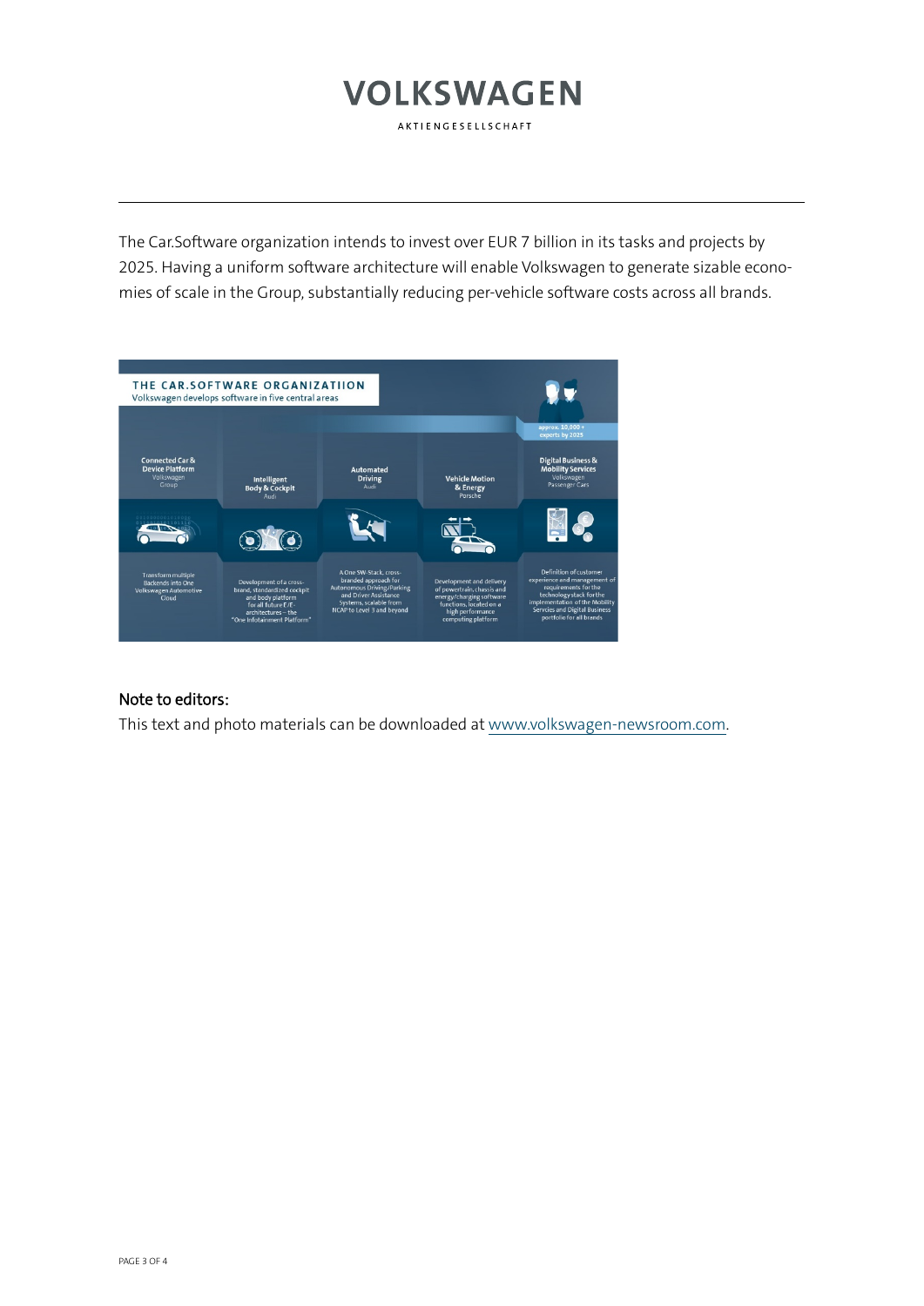The Car.Software organization intends to invest over EUR 7 billion in its tasks and projects by 2025. Having a uniform software architecture will enable Volkswagen to generate sizable economies of scale in the Group, substantially reducing per-vehicle software costs across all brands.

**THE CAR.SOFTWARE ORGANIZATIION**
Volkswagen develops software in five central areas

approx. 10,000 + experts by 2025

| Connected Car & Device Platform (Volkswagen Group) | Intelligent Body & Cockpit (Audi) | Automated Driving (Audi) | Vehicle Motion & Energy (Porsche) | Digital Business & Mobility Services (Volkswagen Passenger Cars) |
| --- | --- | --- | --- | --- |
| Transform multiple Backends into One Volkswagen Automotive Cloud | Development of a cross-brand, standardized cockpit and body platform for all future E/E-architectures – the "One Infotainment Platform" | A One SW-Stack, cross-branded approach for Autonomous Driving/Parking and Driver Assistance Systems, scalable from NCAP to Level 3 and beyond | Development and delivery of powertrain, chassis and energy/charging software functions, located on a high performance computing platform | Definition of customer experience and management of requirements for the technology stack for the implementation of the Mobility Services and Digital Business portfolio for all brands |

## Note to editors:

This text and photo materials can be downloaded at www.volkswagen-newsroom.com.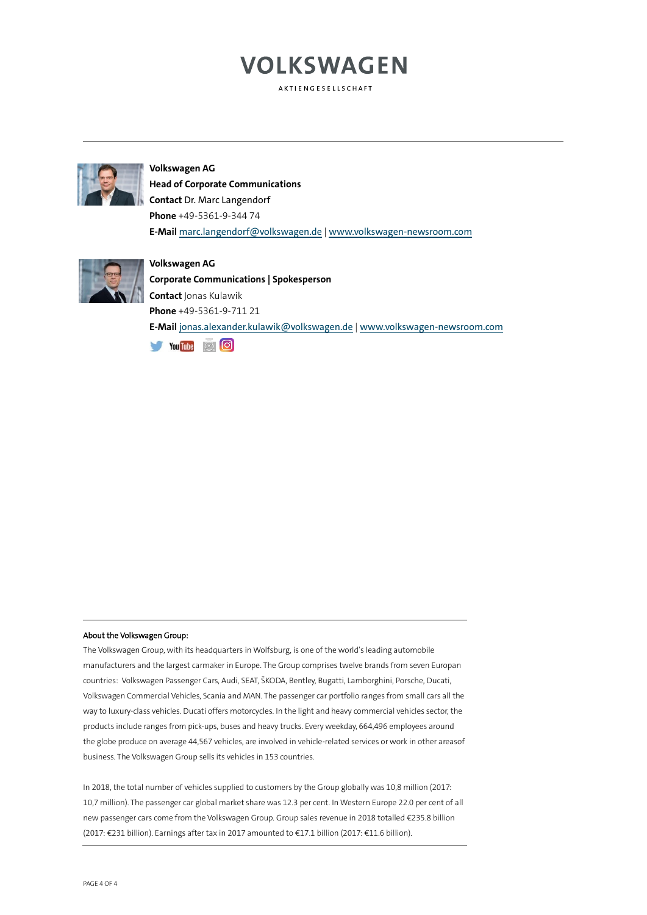VOLKSWAGEN

AKTIENGESELLSCHAFT

**Volkswagen AG**
**Head of Corporate Communications**
**Contact** Dr. Marc Langendorf
**Phone** +49-5361-9-344 74
**E-Mail** marc.langendorf@volkswagen.de | www.volkswagen-newsroom.com

**Volkswagen AG**
**Corporate Communications | Spokesperson**
**Contact** Jonas Kulawik
**Phone** +49-5361-9-711 21
**E-Mail** jonas.alexander.kulawik@volkswagen.de | www.volkswagen-newsroom.com

---

About the Volkswagen Group:

The Volkswagen Group, with its headquarters in Wolfsburg, is one of the world's leading automobile manufacturers and the largest carmaker in Europe. The Group comprises twelve brands from seven Europan countries: Volkswagen Passenger Cars, Audi, SEAT, ŠKODA, Bentley, Bugatti, Lamborghini, Porsche, Ducati, Volkswagen Commercial Vehicles, Scania and MAN. The passenger car portfolio ranges from small cars all the way to luxury-class vehicles. Ducati offers motorcycles. In the light and heavy commercial vehicles sector, the products include ranges from pick-ups, buses and heavy trucks. Every weekday, 664,496 employees around the globe produce on average 44,567 vehicles, are involved in vehicle-related services or work in other areasof business. The Volkswagen Group sells its vehicles in 153 countries.

In 2018, the total number of vehicles supplied to customers by the Group globally was 10,8 million (2017: 10,7 million). The passenger car global market share was 12.3 per cent. In Western Europe 22.0 per cent of all new passenger cars come from the Volkswagen Group. Group sales revenue in 2018 totalled €235.8 billion (2017: €231 billion). Earnings after tax in 2017 amounted to €17.1 billion (2017: €11.6 billion).